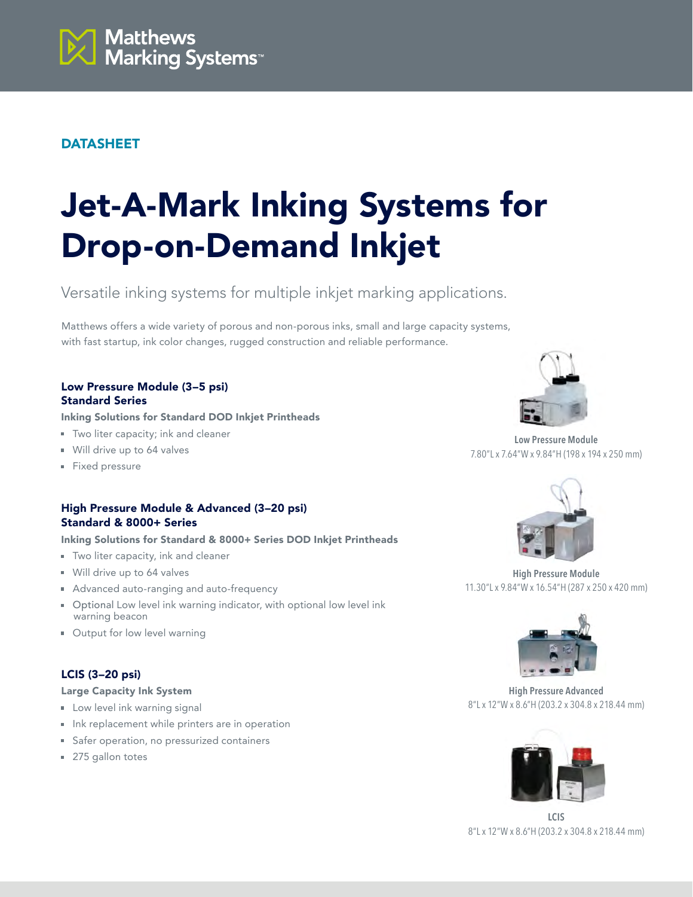Matthews Marking Systems™

DATASHEET

# Jet-A-Mark Inking Systems for Drop-on-Demand Inkjet

Versatile inking systems for multiple inkjet marking applications.

Matthews offers a wide variety of porous and non-porous inks, small and large capacity systems, with fast startup, ink color changes, rugged construction and reliable performance.

### Low Pressure Module (3–5 psi)
### Standard Series

**Inking Solutions for Standard DOD Inkjet Printheads**

- Two liter capacity; ink and cleaner
- Will drive up to 64 valves
- Fixed pressure

### High Pressure Module & Advanced (3–20 psi)
### Standard & 8000+ Series

**Inking Solutions for Standard & 8000+ Series DOD Inkjet Printheads**

- Two liter capacity, ink and cleaner
- Will drive up to 64 valves
- Advanced auto-ranging and auto-frequency
- Optional Low level ink warning indicator, with optional low level ink warning beacon
- Output for low level warning

### LCIS (3–20 psi)

**Large Capacity Ink System**

- Low level ink warning signal
- Ink replacement while printers are in operation
- Safer operation, no pressurized containers
- 275 gallon totes

**Low Pressure Module**
7.80"L x 7.64"W x 9.84"H (198 x 194 x 250 mm)

**High Pressure Module**
11.30"L x 9.84"W x 16.54"H (287 x 250 x 420 mm)

**High Pressure Advanced**
8"L x 12"W x 8.6"H (203.2 x 304.8 x 218.44 mm)

**LCIS**
8"L x 12"W x 8.6"H (203.2 x 304.8 x 218.44 mm)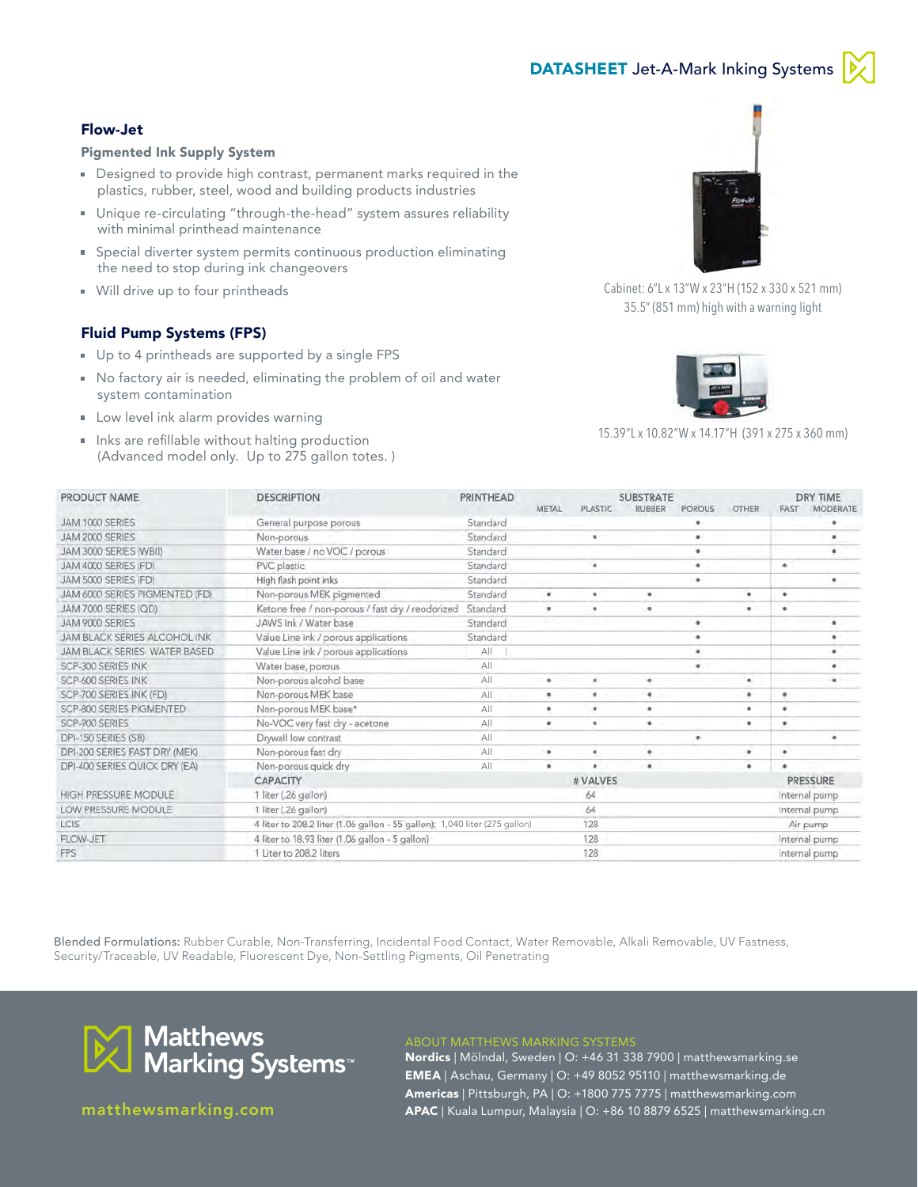## Flow-Jet

### Pigmented Ink Supply System

- Designed to provide high contrast, permanent marks required in the plastics, rubber, steel, wood and building products industries
- Unique re-circulating "through-the-head" system assures reliability with minimal printhead maintenance
- Special diverter system permits continuous production eliminating the need to stop during ink changeovers
- Will drive up to four printheads

Cabinet: 6"L x 13"W x 23"H (152 x 330 x 521 mm)
35.5" (851 mm) high with a warning light

## Fluid Pump Systems (FPS)

- Up to 4 printheads are supported by a single FPS
- No factory air is needed, eliminating the problem of oil and water system contamination
- Low level ink alarm provides warning
- Inks are refillable without halting production (Advanced model only. Up to 275 gallon totes. )

15.39"L x 10.82"W x 14.17"H (391 x 275 x 360 mm)

| PRODUCT NAME | DESCRIPTION | PRINTHEAD | SUBSTRATE | | | | | DRY TIME | |
|---|---|---|---|---|---|---|---|---|---|
| | | | METAL | PLASTIC | RUBBER | POROUS | OTHER | FAST | MODERATE |
| JAM 1000 SERIES | General purpose porous | Standard | | | | • | | | • |
| JAM 2000 SERIES | Non-porous | Standard | | • | | • | | | • |
| JAM 3000 SERIES (WBII) | Water base / no VOC / porous | Standard | | | | • | | | • |
| JAM 4000 SERIES (FD) | PVC plastic | Standard | | • | | • | | • | |
| JAM 5000 SERIES (FD) | High flash point inks | Standard | | | | • | | | • |
| JAM 6000 SERIES PIGMENTED (FD) | Non-porous MEK pigmented | Standard | • | • | • | | • | • | |
| JAM 7000 SERIES (QD) | Ketone free / non-porous / fast dry / reodorized | Standard | • | • | • | | • | • | |
| JAM 9000 SERIES | JAWS Ink / Water base | Standard | | | | • | | | • |
| JAM BLACK SERIES ALCOHOL INK | Value Line ink / porous applications | Standard | | | | • | | | • |
| JAM BLACK SERIES WATER BASED | Value Line ink / porous applications | All | | | | • | | | • |
| SCP-300 SERIES INK | Water base, porous | All | | | | • | | | • |
| SCP-600 SERIES INK | Non-porous alcohol base | All | • | • | • | | • | | • |
| SCP-700 SERIES INK (FD) | Non-porous MEK base | All | • | • | • | | • | • | |
| SCP-800 SERIES PIGMENTED | Non-porous MEK base* | All | • | • | • | | • | • | |
| SCP-900 SERIES | No-VOC very fast dry - acetone | All | • | • | • | | • | • | |
| DPI-150 SERIES (SB) | Drywall low contrast | All | | | | • | | | • |
| DPI-200 SERIES FAST DRY (MEK) | Non-porous fast dry | All | • | • | • | | • | • | |
| DPI-400 SERIES QUICK DRY (EA) | Non-porous quick dry | All | • | • | • | | • | • | |
| | CAPACITY | | | # VALVES | | | | PRESSURE | |
| HIGH PRESSURE MODULE | 1 liter (.26 gallon) | | | 64 | | | | Internal pump | |
| LOW PRESSURE MODULE | 1 liter (.26 gallon) | | | 64 | | | | Internal pump | |
| LCIS | 4 liter to 208.2 liter (1.06 gallon - 55 gallon); 1,040 liter (275 gallon) | | | 128 | | | | Air pump | |
| FLOW-JET | 4 liter to 18.93 liter (1.06 gallon - 5 gallon) | | | 128 | | | | Internal pump | |
| FPS | 1 Liter to 208.2 liters | | | 128 | | | | Internal pump | |

**Blended Formulations:** Rubber Curable, Non-Transferring, Incidental Food Contact, Water Removable, Alkali Removable, UV Fastness, Security/Traceable, UV Readable, Fluorescent Dye, Non-Settling Pigments, Oil Penetrating

Matthews Marking Systems™

matthewsmarking.com

ABOUT MATTHEWS MARKING SYSTEMS

**Nordics** | Mölndal, Sweden | O: +46 31 338 7900 | matthewsmarking.se
**EMEA** | Aschau, Germany | O: +49 8052 95110 | matthewsmarking.de
**Americas** | Pittsburgh, PA | O: +1800 775 7775 | matthewsmarking.com
**APAC** | Kuala Lumpur, Malaysia | O: +86 10 8879 6525 | matthewsmarking.cn